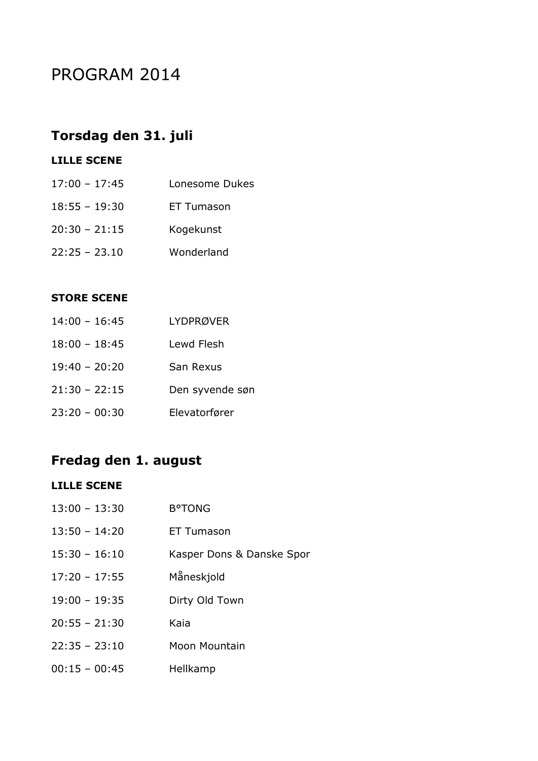# PROGRAM 2014

## Torsdag den 31. juli

**LILLE SCENE**

| | |
|---|---|
| 17:00 – 17:45 | Lonesome Dukes |
| 18:55 – 19:30 | ET Tumason |
| 20:30 – 21:15 | Kogekunst |
| 22:25 – 23.10 | Wonderland |

**STORE SCENE**

| | |
|---|---|
| 14:00 – 16:45 | LYDPRØVER |
| 18:00 – 18:45 | Lewd Flesh |
| 19:40 – 20:20 | San Rexus |
| 21:30 – 22:15 | Den syvende søn |
| 23:20 – 00:30 | Elevatorfører |

## Fredag den 1. august

**LILLE SCENE**

| | |
|---|---|
| 13:00 – 13:30 | B°TONG |
| 13:50 – 14:20 | ET Tumason |
| 15:30 – 16:10 | Kasper Dons & Danske Spor |
| 17:20 – 17:55 | Måneskjold |
| 19:00 – 19:35 | Dirty Old Town |
| 20:55 – 21:30 | Kaia |
| 22:35 – 23:10 | Moon Mountain |
| 00:15 – 00:45 | Hellkamp |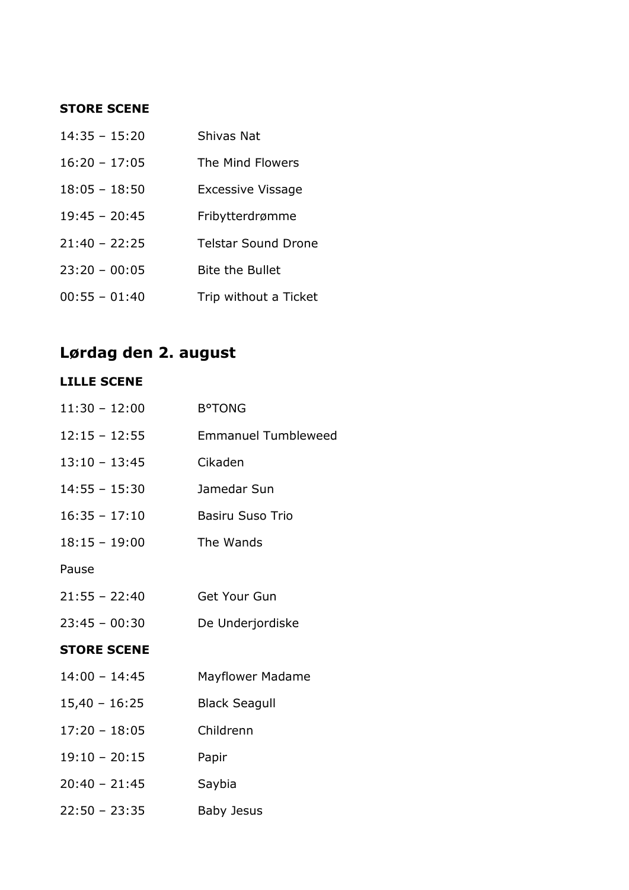**STORE SCENE**

| | |
|---|---|
| 14:35 – 15:20 | Shivas Nat |
| 16:20 – 17:05 | The Mind Flowers |
| 18:05 – 18:50 | Excessive Vissage |
| 19:45 – 20:45 | Fribytterdrømme |
| 21:40 – 22:25 | Telstar Sound Drone |
| 23:20 – 00:05 | Bite the Bullet |
| 00:55 – 01:40 | Trip without a Ticket |

## Lørdag den 2. august

**LILLE SCENE**

| | |
|---|---|
| 11:30 – 12:00 | B°TONG |
| 12:15 – 12:55 | Emmanuel Tumbleweed |
| 13:10 – 13:45 | Cikaden |
| 14:55 – 15:30 | Jamedar Sun |
| 16:35 – 17:10 | Basiru Suso Trio |
| 18:15 – 19:00 | The Wands |
| Pause | |
| 21:55 – 22:40 | Get Your Gun |
| 23:45 – 00:30 | De Underjordiske |

**STORE SCENE**

| | |
|---|---|
| 14:00 – 14:45 | Mayflower Madame |
| 15,40 – 16:25 | Black Seagull |
| 17:20 – 18:05 | Childrenn |
| 19:10 – 20:15 | Papir |
| 20:40 – 21:45 | Saybia |
| 22:50 – 23:35 | Baby Jesus |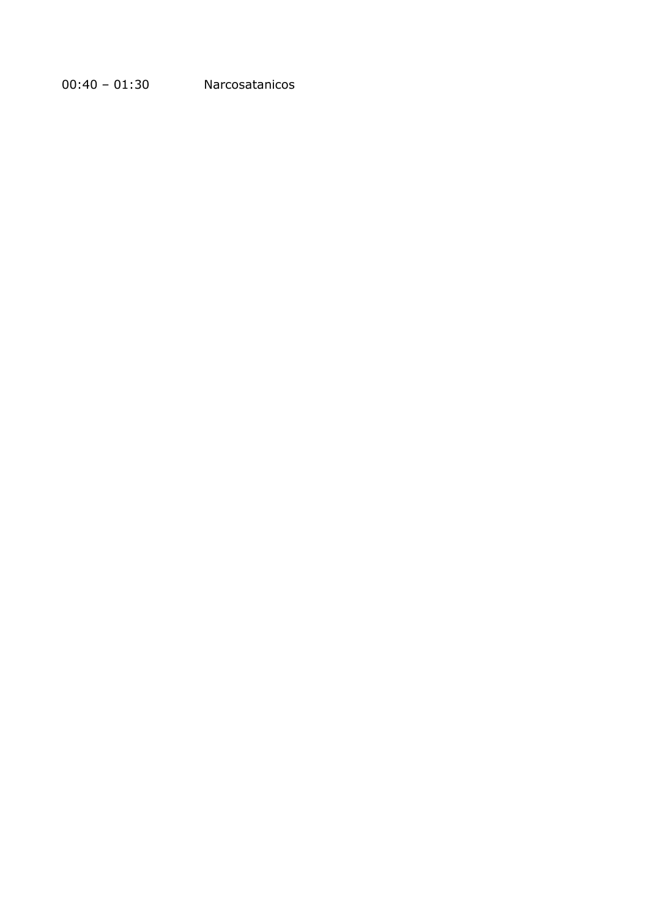00:40 – 01:30 Narcosatanicos